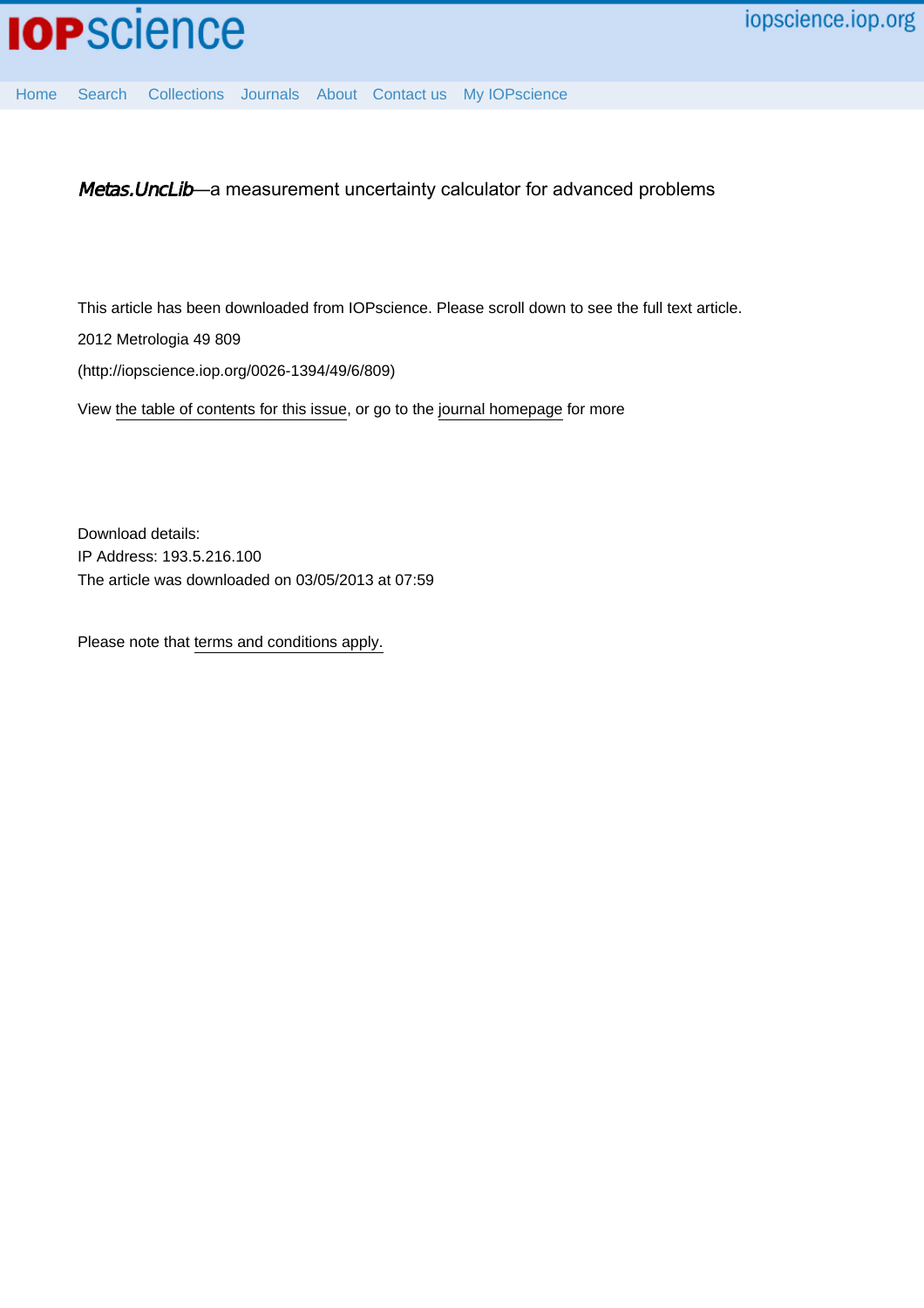# *Metas.UncLib*—a measurement uncertainty calculator for advanced problems

This article has been downloaded from IOPscience. Please scroll down to see the full text article.

2012 Metrologia 49 809

(http://iopscience.iop.org/0026-1394/49/6/809)

View the table of contents for this issue, or go to the journal homepage for more

Download details:
IP Address: 193.5.216.100
The article was downloaded on 03/05/2013 at 07:59

Please note that terms and conditions apply.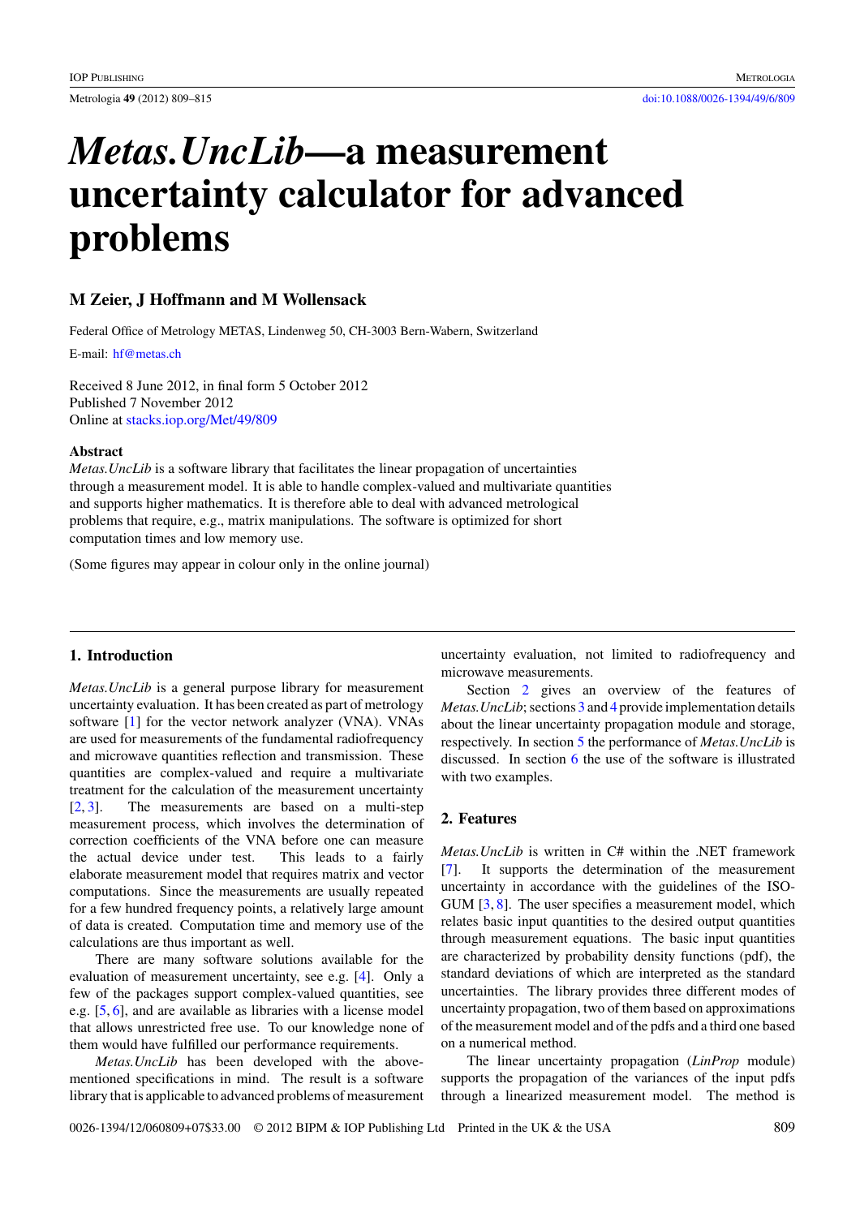# *Metas.UncLib*—a measurement uncertainty calculator for advanced problems

**M Zeier, J Hoffmann and M Wollensack**

Federal Office of Metrology METAS, Lindenweg 50, CH-3003 Bern-Wabern, Switzerland

E-mail: hf@metas.ch

Received 8 June 2012, in final form 5 October 2012
Published 7 November 2012
Online at stacks.iop.org/Met/49/809

### Abstract

*Metas.UncLib* is a software library that facilitates the linear propagation of uncertainties through a measurement model. It is able to handle complex-valued and multivariate quantities and supports higher mathematics. It is therefore able to deal with advanced metrological problems that require, e.g., matrix manipulations. The software is optimized for short computation times and low memory use.

(Some figures may appear in colour only in the online journal)

## 1. Introduction

*Metas.UncLib* is a general purpose library for measurement uncertainty evaluation. It has been created as part of metrology software [1] for the vector network analyzer (VNA). VNAs are used for measurements of the fundamental radiofrequency and microwave quantities reflection and transmission. These quantities are complex-valued and require a multivariate treatment for the calculation of the measurement uncertainty [2, 3]. The measurements are based on a multi-step measurement process, which involves the determination of correction coefficients of the VNA before one can measure the actual device under test. This leads to a fairly elaborate measurement model that requires matrix and vector computations. Since the measurements are usually repeated for a few hundred frequency points, a relatively large amount of data is created. Computation time and memory use of the calculations are thus important as well.

There are many software solutions available for the evaluation of measurement uncertainty, see e.g. [4]. Only a few of the packages support complex-valued quantities, see e.g. [5, 6], and are available as libraries with a license model that allows unrestricted free use. To our knowledge none of them would have fulfilled our performance requirements.

*Metas.UncLib* has been developed with the above-mentioned specifications in mind. The result is a software library that is applicable to advanced problems of measurement uncertainty evaluation, not limited to radiofrequency and microwave measurements.

Section 2 gives an overview of the features of *Metas.UncLib*; sections 3 and 4 provide implementation details about the linear uncertainty propagation module and storage, respectively. In section 5 the performance of *Metas.UncLib* is discussed. In section 6 the use of the software is illustrated with two examples.

## 2. Features

*Metas.UncLib* is written in C# within the .NET framework [7]. It supports the determination of the measurement uncertainty in accordance with the guidelines of the ISO-GUM [3, 8]. The user specifies a measurement model, which relates basic input quantities to the desired output quantities through measurement equations. The basic input quantities are characterized by probability density functions (pdf), the standard deviations of which are interpreted as the standard uncertainties. The library provides three different modes of uncertainty propagation, two of them based on approximations of the measurement model and of the pdfs and a third one based on a numerical method.

The linear uncertainty propagation (*LinProp* module) supports the propagation of the variances of the input pdfs through a linearized measurement model. The method is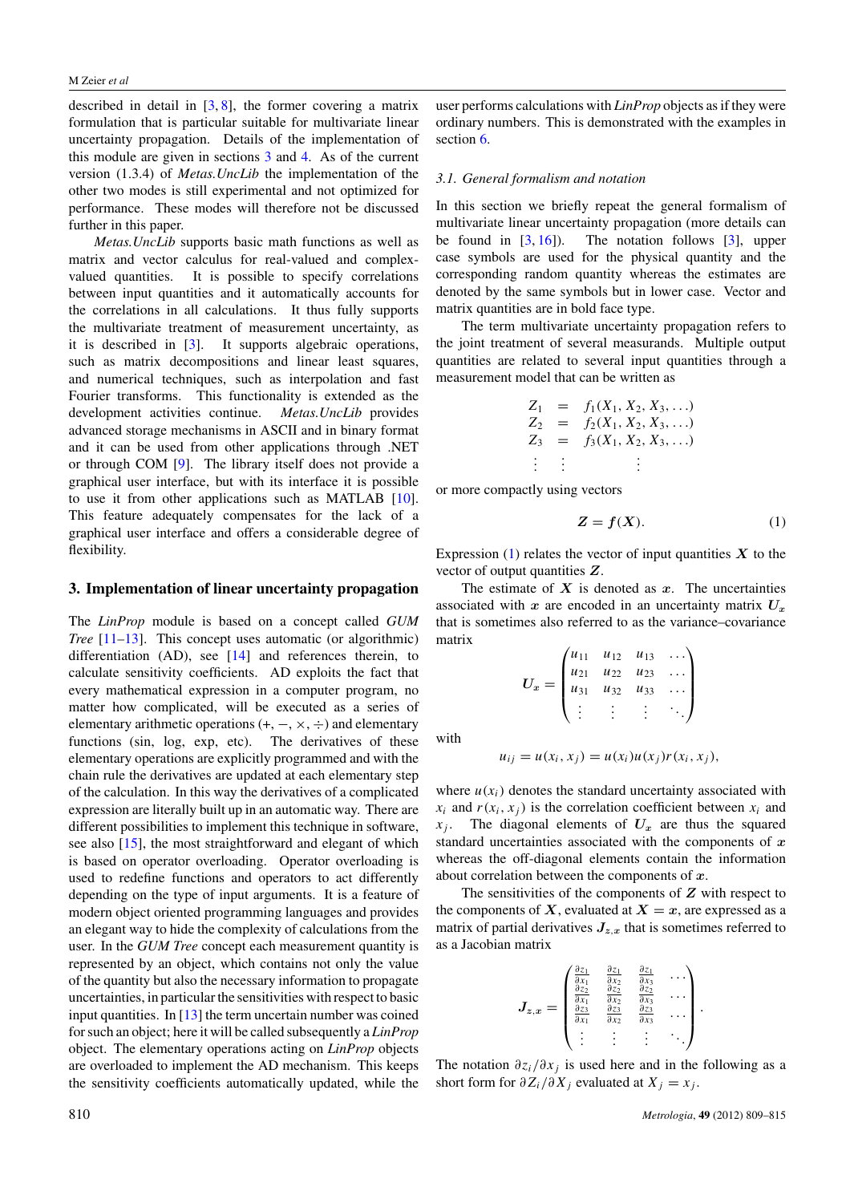described in detail in [3, 8], the former covering a matrix formulation that is particular suitable for multivariate linear uncertainty propagation. Details of the implementation of this module are given in sections 3 and 4. As of the current version (1.3.4) of *Metas.UncLib* the implementation of the other two modes is still experimental and not optimized for performance. These modes will therefore not be discussed further in this paper.

*Metas.UncLib* supports basic math functions as well as matrix and vector calculus for real-valued and complex-valued quantities. It is possible to specify correlations between input quantities and it automatically accounts for the correlations in all calculations. It thus fully supports the multivariate treatment of measurement uncertainty, as it is described in [3]. It supports algebraic operations, such as matrix decompositions and linear least squares, and numerical techniques, such as interpolation and fast Fourier transforms. This functionality is extended as the development activities continue. *Metas.UncLib* provides advanced storage mechanisms in ASCII and in binary format and it can be used from other applications through .NET or through COM [9]. The library itself does not provide a graphical user interface, but with its interface it is possible to use it from other applications such as MATLAB [10]. This feature adequately compensates for the lack of a graphical user interface and offers a considerable degree of flexibility.

## 3. Implementation of linear uncertainty propagation

The *LinProp* module is based on a concept called *GUM Tree* [11–13]. This concept uses automatic (or algorithmic) differentiation (AD), see [14] and references therein, to calculate sensitivity coefficients. AD exploits the fact that every mathematical expression in a computer program, no matter how complicated, will be executed as a series of elementary arithmetic operations ($+, -, \times, \div$) and elementary functions (sin, log, exp, etc). The derivatives of these elementary operations are explicitly programmed and with the chain rule the derivatives are updated at each elementary step of the calculation. In this way the derivatives of a complicated expression are literally built up in an automatic way. There are different possibilities to implement this technique in software, see also [15], the most straightforward and elegant of which is based on operator overloading. Operator overloading is used to redefine functions and operators to act differently depending on the type of input arguments. It is a feature of modern object oriented programming languages and provides an elegant way to hide the complexity of calculations from the user. In the *GUM Tree* concept each measurement quantity is represented by an object, which contains not only the value of the quantity but also the necessary information to propagate uncertainties, in particular the sensitivities with respect to basic input quantities. In [13] the term uncertain number was coined for such an object; here it will be called subsequently a *LinProp* object. The elementary operations acting on *LinProp* objects are overloaded to implement the AD mechanism. This keeps the sensitivity coefficients automatically updated, while the user performs calculations with *LinProp* objects as if they were ordinary numbers. This is demonstrated with the examples in section 6.

### 3.1. General formalism and notation

In this section we briefly repeat the general formalism of multivariate linear uncertainty propagation (more details can be found in [3, 16]). The notation follows [3], upper case symbols are used for the physical quantity and the corresponding random quantity whereas the estimates are denoted by the same symbols but in lower case. Vector and matrix quantities are in bold face type.

The term multivariate uncertainty propagation refers to the joint treatment of several measurands. Multiple output quantities are related to several input quantities through a measurement model that can be written as

$$
\begin{aligned}
Z_1 &= f_1(X_1, X_2, X_3, \ldots) \\
Z_2 &= f_2(X_1, X_2, X_3, \ldots) \\
Z_3 &= f_3(X_1, X_2, X_3, \ldots) \\
\vdots \;&\;\; \vdots \qquad\quad \vdots
\end{aligned}
$$

or more compactly using vectors

$$
\boldsymbol{Z} = \boldsymbol{f}(\boldsymbol{X}). \tag{1}
$$

Expression (1) relates the vector of input quantities $\boldsymbol{X}$ to the vector of output quantities $\boldsymbol{Z}$.

The estimate of $\boldsymbol{X}$ is denoted as $\boldsymbol{x}$. The uncertainties associated with $\boldsymbol{x}$ are encoded in an uncertainty matrix $\boldsymbol{U}_{\boldsymbol{x}}$ that is sometimes also referred to as the variance–covariance matrix

$$
\boldsymbol{U}_{\boldsymbol{x}} = \begin{pmatrix} u_{11} & u_{12} & u_{13} & \ldots \\ u_{21} & u_{22} & u_{23} & \ldots \\ u_{31} & u_{32} & u_{33} & \ldots \\ \vdots & \vdots & \vdots & \ddots \end{pmatrix}
$$

with

$$
u_{ij} = u(x_i, x_j) = u(x_i)u(x_j)r(x_i, x_j),
$$

where $u(x_i)$ denotes the standard uncertainty associated with $x_i$ and $r(x_i, x_j)$ is the correlation coefficient between $x_i$ and $x_j$. The diagonal elements of $\boldsymbol{U}_{\boldsymbol{x}}$ are thus the squared standard uncertainties associated with the components of $\boldsymbol{x}$ whereas the off-diagonal elements contain the information about correlation between the components of $\boldsymbol{x}$.

The sensitivities of the components of $\boldsymbol{Z}$ with respect to the components of $\boldsymbol{X}$, evaluated at $\boldsymbol{X} = \boldsymbol{x}$, are expressed as a matrix of partial derivatives $\boldsymbol{J}_{\boldsymbol{z},\boldsymbol{x}}$ that is sometimes referred to as a Jacobian matrix

$$
\boldsymbol{J}_{\boldsymbol{z},\boldsymbol{x}} = \begin{pmatrix} \frac{\partial z_1}{\partial x_1} & \frac{\partial z_1}{\partial x_2} & \frac{\partial z_1}{\partial x_3} & \ldots \\ \frac{\partial z_2}{\partial x_1} & \frac{\partial z_2}{\partial x_2} & \frac{\partial z_2}{\partial x_3} & \ldots \\ \frac{\partial z_3}{\partial x_1} & \frac{\partial z_3}{\partial x_2} & \frac{\partial z_3}{\partial x_3} & \ldots \\ \vdots & \vdots & \vdots & \ddots \end{pmatrix}.
$$

The notation $\partial z_i/\partial x_j$ is used here and in the following as a short form for $\partial Z_i/\partial X_j$ evaluated at $X_j = x_j$.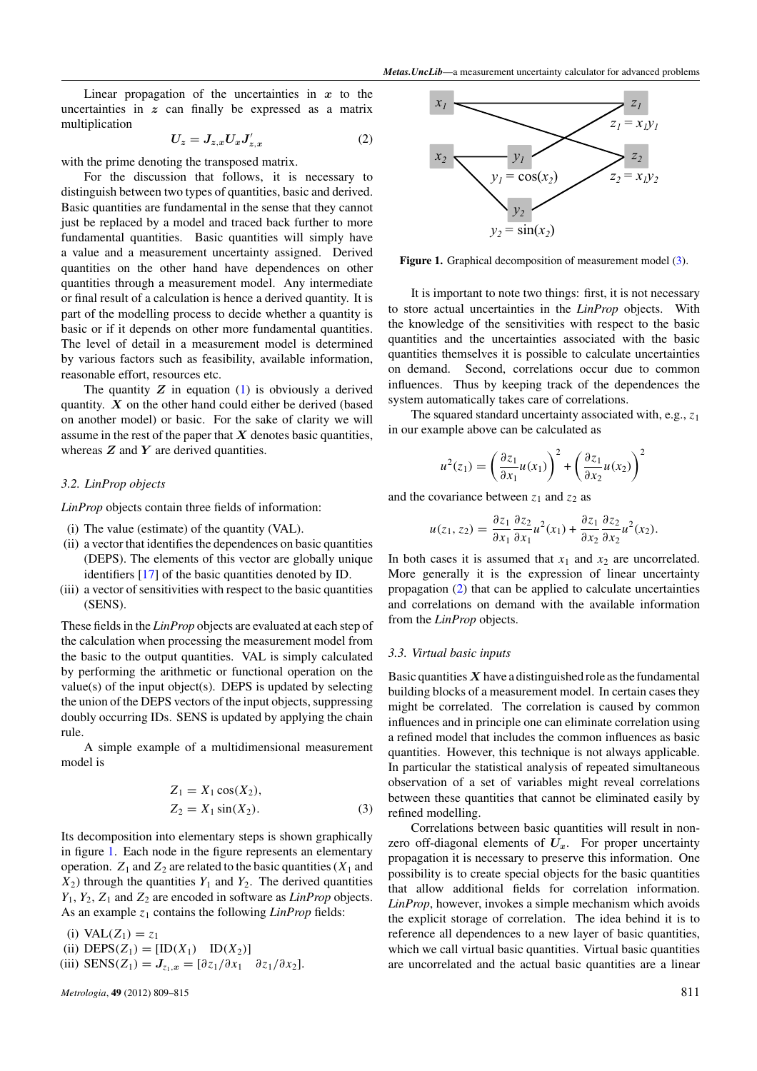Linear propagation of the uncertainties in $\boldsymbol{x}$ to the uncertainties in $\boldsymbol{z}$ can finally be expressed as a matrix multiplication

$$\boldsymbol{U}_z = \boldsymbol{J}_{z,x} \boldsymbol{U}_x \boldsymbol{J}'_{z,x} \tag{2}$$

with the prime denoting the transposed matrix.

For the discussion that follows, it is necessary to distinguish between two types of quantities, basic and derived. Basic quantities are fundamental in the sense that they cannot just be replaced by a model and traced back further to more fundamental quantities. Basic quantities will simply have a value and a measurement uncertainty assigned. Derived quantities on the other hand have dependences on other quantities through a measurement model. Any intermediate or final result of a calculation is hence a derived quantity. It is part of the modelling process to decide whether a quantity is basic or if it depends on other more fundamental quantities. The level of detail in a measurement model is determined by various factors such as feasibility, available information, reasonable effort, resources etc.

The quantity $\boldsymbol{Z}$ in equation (1) is obviously a derived quantity. $\boldsymbol{X}$ on the other hand could either be derived (based on another model) or basic. For the sake of clarity we will assume in the rest of the paper that $\boldsymbol{X}$ denotes basic quantities, whereas $\boldsymbol{Z}$ and $\boldsymbol{Y}$ are derived quantities.

### 3.2. LinProp objects

*LinProp* objects contain three fields of information:

- (i) The value (estimate) of the quantity (VAL).
- (ii) a vector that identifies the dependences on basic quantities (DEPS). The elements of this vector are globally unique identifiers [17] of the basic quantities denoted by ID.
- (iii) a vector of sensitivities with respect to the basic quantities (SENS).

These fields in the *LinProp* objects are evaluated at each step of the calculation when processing the measurement model from the basic to the output quantities. VAL is simply calculated by performing the arithmetic or functional operation on the value(s) of the input object(s). DEPS is updated by selecting the union of the DEPS vectors of the input objects, suppressing doubly occurring IDs. SENS is updated by applying the chain rule.

A simple example of a multidimensional measurement model is

$$\begin{aligned} Z_1 &= X_1 \cos(X_2), \\ Z_2 &= X_1 \sin(X_2). \end{aligned} \tag{3}$$

Its decomposition into elementary steps is shown graphically in figure 1. Each node in the figure represents an elementary operation. $Z_1$ and $Z_2$ are related to the basic quantities ($X_1$ and $X_2$) through the quantities $Y_1$ and $Y_2$. The derived quantities $Y_1$, $Y_2$, $Z_1$ and $Z_2$ are encoded in software as *LinProp* objects. As an example $z_1$ contains the following *LinProp* fields:

- (i) $\mathrm{VAL}(Z_1) = z_1$
- (ii) $\mathrm{DEPS}(Z_1) = [\mathrm{ID}(X_1) \quad \mathrm{ID}(X_2)]$
- (iii) $\mathrm{SENS}(Z_1) = \boldsymbol{J}_{z_1,x} = [\partial z_1/\partial x_1 \quad \partial z_1/\partial x_2]$.

**Figure 1.** Graphical decomposition of measurement model (3).

It is important to note two things: first, it is not necessary to store actual uncertainties in the *LinProp* objects. With the knowledge of the sensitivities with respect to the basic quantities and the uncertainties associated with the basic quantities themselves it is possible to calculate uncertainties on demand. Second, correlations occur due to common influences. Thus by keeping track of the dependences the system automatically takes care of correlations.

The squared standard uncertainty associated with, e.g., $z_1$ in our example above can be calculated as

$$u^2(z_1) = \left(\frac{\partial z_1}{\partial x_1} u(x_1)\right)^2 + \left(\frac{\partial z_1}{\partial x_2} u(x_2)\right)^2$$

and the covariance between $z_1$ and $z_2$ as

$$u(z_1, z_2) = \frac{\partial z_1}{\partial x_1}\frac{\partial z_2}{\partial x_1} u^2(x_1) + \frac{\partial z_1}{\partial x_2}\frac{\partial z_2}{\partial x_2} u^2(x_2).$$

In both cases it is assumed that $x_1$ and $x_2$ are uncorrelated. More generally it is the expression of linear uncertainty propagation (2) that can be applied to calculate uncertainties and correlations on demand with the available information from the *LinProp* objects.

### 3.3. Virtual basic inputs

Basic quantities $\boldsymbol{X}$ have a distinguished role as the fundamental building blocks of a measurement model. In certain cases they might be correlated. The correlation is caused by common influences and in principle one can eliminate correlation using a refined model that includes the common influences as basic quantities. However, this technique is not always applicable. In particular the statistical analysis of repeated simultaneous observation of a set of variables might reveal correlations between these quantities that cannot be eliminated easily by refined modelling.

Correlations between basic quantities will result in non-zero off-diagonal elements of $\boldsymbol{U}_x$. For proper uncertainty propagation it is necessary to preserve this information. One possibility is to create special objects for the basic quantities that allow additional fields for correlation information. *LinProp*, however, invokes a simple mechanism which avoids the explicit storage of correlation. The idea behind it is to reference all dependences to a new layer of basic quantities, which we call virtual basic quantities. Virtual basic quantities are uncorrelated and the actual basic quantities are a linear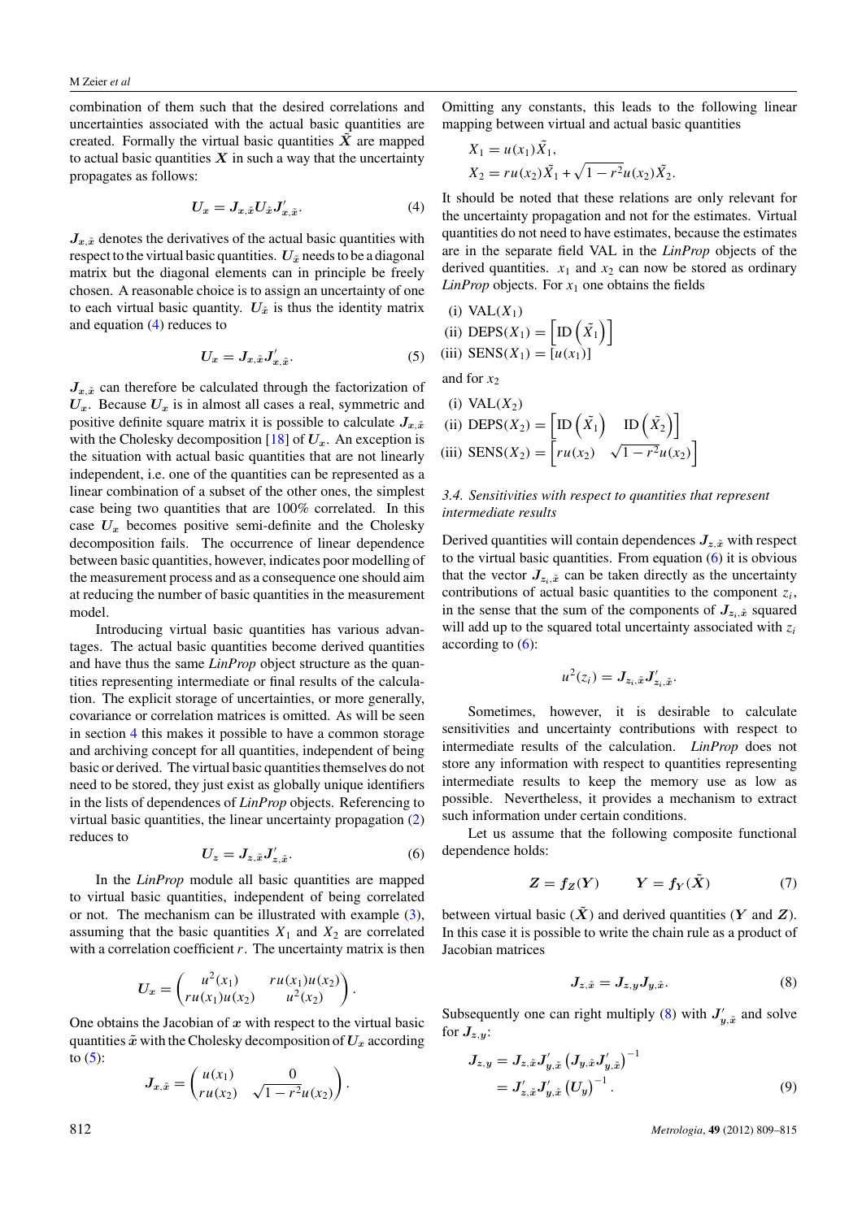combination of them such that the desired correlations and uncertainties associated with the actual basic quantities are created. Formally the virtual basic quantities $\tilde{X}$ are mapped to actual basic quantities $X$ in such a way that the uncertainty propagates as follows:

$$\boldsymbol{U}_x = \boldsymbol{J}_{x,\tilde{x}} \boldsymbol{U}_{\tilde{x}} \boldsymbol{J}'_{x,\tilde{x}}. \tag{4}$$

$\boldsymbol{J}_{x,\tilde{x}}$ denotes the derivatives of the actual basic quantities with respect to the virtual basic quantities. $\boldsymbol{U}_{\tilde{x}}$ needs to be a diagonal matrix but the diagonal elements can in principle be freely chosen. A reasonable choice is to assign an uncertainty of one to each virtual basic quantity. $\boldsymbol{U}_{\tilde{x}}$ is thus the identity matrix and equation (4) reduces to

$$\boldsymbol{U}_x = \boldsymbol{J}_{x,\tilde{x}} \boldsymbol{J}'_{x,\tilde{x}}. \tag{5}$$

$\boldsymbol{J}_{x,\tilde{x}}$ can therefore be calculated through the factorization of $\boldsymbol{U}_x$. Because $\boldsymbol{U}_x$ is in almost all cases a real, symmetric and positive definite square matrix it is possible to calculate $\boldsymbol{J}_{x,\tilde{x}}$ with the Cholesky decomposition [18] of $\boldsymbol{U}_x$. An exception is the situation with actual basic quantities that are not linearly independent, i.e. one of the quantities can be represented as a linear combination of a subset of the other ones, the simplest case being two quantities that are 100% correlated. In this case $\boldsymbol{U}_x$ becomes positive semi-definite and the Cholesky decomposition fails. The occurrence of linear dependence between basic quantities, however, indicates poor modelling of the measurement process and as a consequence one should aim at reducing the number of basic quantities in the measurement model.

Introducing virtual basic quantities has various advantages. The actual basic quantities become derived quantities and have thus the same *LinProp* object structure as the quantities representing intermediate or final results of the calculation. The explicit storage of uncertainties, or more generally, covariance or correlation matrices is omitted. As will be seen in section 4 this makes it possible to have a common storage and archiving concept for all quantities, independent of being basic or derived. The virtual basic quantities themselves do not need to be stored, they just exist as globally unique identifiers in the lists of dependences of *LinProp* objects. Referencing to virtual basic quantities, the linear uncertainty propagation (2) reduces to

$$\boldsymbol{U}_z = \boldsymbol{J}_{z,\tilde{x}} \boldsymbol{J}'_{z,\tilde{x}}. \tag{6}$$

In the *LinProp* module all basic quantities are mapped to virtual basic quantities, independent of being correlated or not. The mechanism can be illustrated with example (3), assuming that the basic quantities $X_1$ and $X_2$ are correlated with a correlation coefficient $r$. The uncertainty matrix is then

$$\boldsymbol{U}_x = \begin{pmatrix} u^2(x_1) & ru(x_1)u(x_2) \\ ru(x_1)u(x_2) & u^2(x_2) \end{pmatrix}.$$

One obtains the Jacobian of $\boldsymbol{x}$ with respect to the virtual basic quantities $\tilde{\boldsymbol{x}}$ with the Cholesky decomposition of $\boldsymbol{U}_x$ according to (5):

$$\boldsymbol{J}_{x,\tilde{x}} = \begin{pmatrix} u(x_1) & 0 \\ ru(x_2) & \sqrt{1-r^2}u(x_2) \end{pmatrix}.$$

Omitting any constants, this leads to the following linear mapping between virtual and actual basic quantities

$$X_1 = u(x_1)\tilde{X}_1,$$
$$X_2 = ru(x_2)\tilde{X}_1 + \sqrt{1-r^2}u(x_2)\tilde{X}_2.$$

It should be noted that these relations are only relevant for the uncertainty propagation and not for the estimates. Virtual quantities do not need to have estimates, because the estimates are in the separate field VAL in the *LinProp* objects of the derived quantities. $x_1$ and $x_2$ can now be stored as ordinary *LinProp* objects. For $x_1$ one obtains the fields

(i) VAL($X_1$)
(ii) DEPS($X_1$) = $\left[\mathrm{ID}\left(\tilde{X}_1\right)\right]$
(iii) SENS($X_1$) = $[u(x_1)]$

and for $x_2$

(i) VAL($X_2$)
(ii) DEPS($X_2$) = $\left[\mathrm{ID}\left(\tilde{X}_1\right) \quad \mathrm{ID}\left(\tilde{X}_2\right)\right]$
(iii) SENS($X_2$) = $\left[ru(x_2) \quad \sqrt{1-r^2}u(x_2)\right]$

### 3.4. Sensitivities with respect to quantities that represent intermediate results

Derived quantities will contain dependences $\boldsymbol{J}_{z,\tilde{x}}$ with respect to the virtual basic quantities. From equation (6) it is obvious that the vector $\boldsymbol{J}_{z_i,\tilde{x}}$ can be taken directly as the uncertainty contributions of actual basic quantities to the component $z_i$, in the sense that the sum of the components of $\boldsymbol{J}_{z_i,\tilde{x}}$ squared will add up to the squared total uncertainty associated with $z_i$ according to (6):

$$u^2(z_i) = \boldsymbol{J}_{z_i,\tilde{x}} \boldsymbol{J}'_{z_i,\tilde{x}}.$$

Sometimes, however, it is desirable to calculate sensitivities and uncertainty contributions with respect to intermediate results of the calculation. *LinProp* does not store any information with respect to quantities representing intermediate results to keep the memory use as low as possible. Nevertheless, it provides a mechanism to extract such information under certain conditions.

Let us assume that the following composite functional dependence holds:

$$\boldsymbol{Z} = \boldsymbol{f}_{\boldsymbol{Z}}(\boldsymbol{Y}) \qquad \boldsymbol{Y} = \boldsymbol{f}_{\boldsymbol{Y}}(\tilde{\boldsymbol{X}}) \tag{7}$$

between virtual basic ($\tilde{\boldsymbol{X}}$) and derived quantities ($\boldsymbol{Y}$ and $\boldsymbol{Z}$). In this case it is possible to write the chain rule as a product of Jacobian matrices

$$\boldsymbol{J}_{z,\tilde{x}} = \boldsymbol{J}_{z,y} \boldsymbol{J}_{y,\tilde{x}}. \tag{8}$$

Subsequently one can right multiply (8) with $\boldsymbol{J}'_{y,\tilde{x}}$ and solve for $\boldsymbol{J}_{z,y}$:

$$\begin{aligned} \boldsymbol{J}_{z,y} &= \boldsymbol{J}_{z,\tilde{x}} \boldsymbol{J}'_{y,\tilde{x}} \left(\boldsymbol{J}_{y,\tilde{x}} \boldsymbol{J}'_{y,\tilde{x}}\right)^{-1} \\ &= \boldsymbol{J}'_{z,\tilde{x}} \boldsymbol{J}'_{y,\tilde{x}} \left(\boldsymbol{U}_y\right)^{-1}. \end{aligned} \tag{9}$$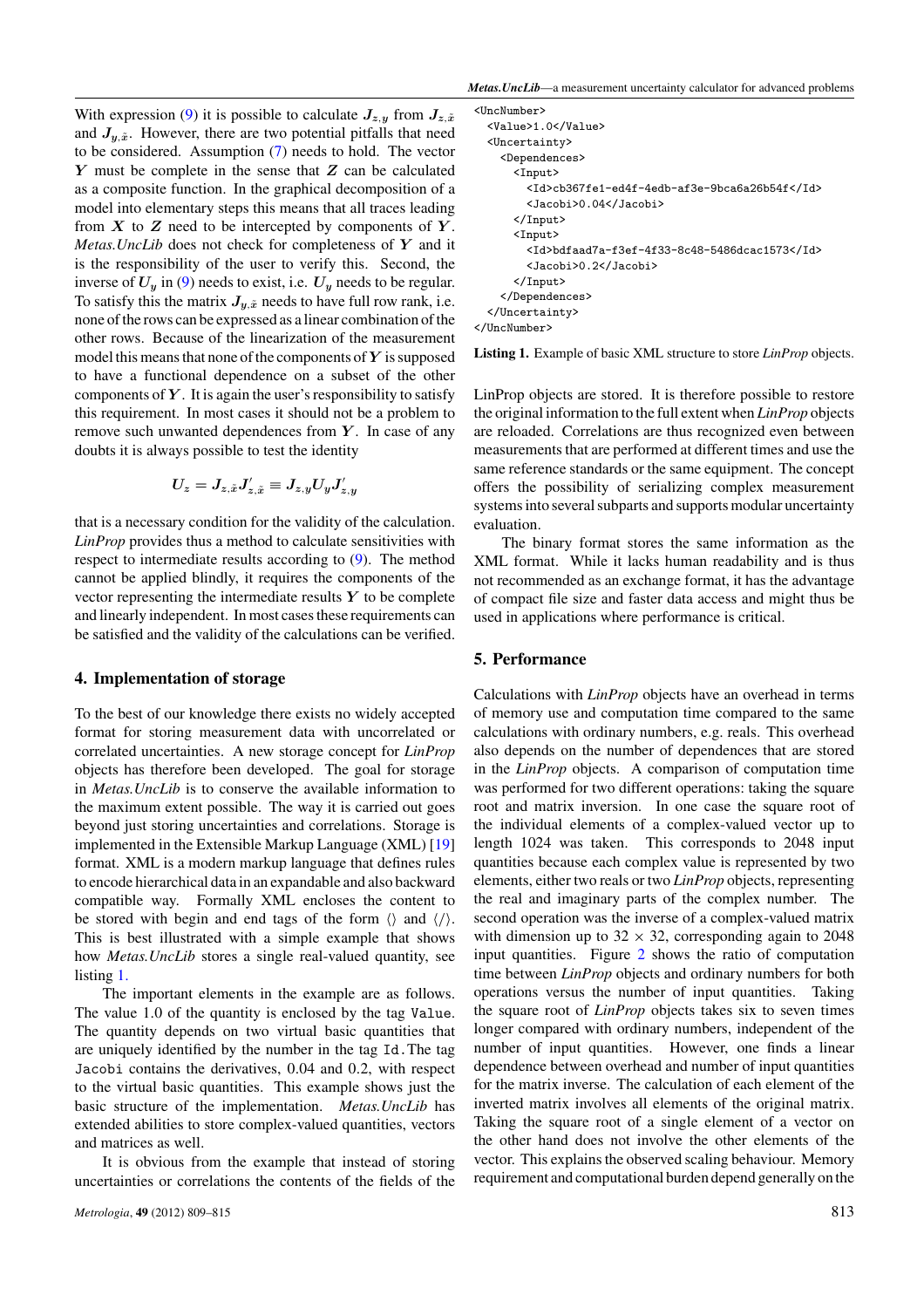With expression (9) it is possible to calculate $\boldsymbol{J}_{z,y}$ from $\boldsymbol{J}_{z,\tilde{x}}$ and $\boldsymbol{J}_{y,\tilde{x}}$. However, there are two potential pitfalls that need to be considered. Assumption (7) needs to hold. The vector $\boldsymbol{Y}$ must be complete in the sense that $\boldsymbol{Z}$ can be calculated as a composite function. In the graphical decomposition of a model into elementary steps this means that all traces leading from $\boldsymbol{X}$ to $\boldsymbol{Z}$ need to be intercepted by components of $\boldsymbol{Y}$. *Metas.UncLib* does not check for completeness of $\boldsymbol{Y}$ and it is the responsibility of the user to verify this. Second, the inverse of $\boldsymbol{U}_y$ in (9) needs to exist, i.e. $\boldsymbol{U}_y$ needs to be regular. To satisfy this the matrix $\boldsymbol{J}_{y,\tilde{x}}$ needs to have full row rank, i.e. none of the rows can be expressed as a linear combination of the other rows. Because of the linearization of the measurement model this means that none of the components of $\boldsymbol{Y}$ is supposed to have a functional dependence on a subset of the other components of $\boldsymbol{Y}$. It is again the user's responsibility to satisfy this requirement. In most cases it should not be a problem to remove such unwanted dependences from $\boldsymbol{Y}$. In case of any doubts it is always possible to test the identity

$$\boldsymbol{U}_z = \boldsymbol{J}_{z,\tilde{x}}\boldsymbol{J}'_{z,\tilde{x}} \equiv \boldsymbol{J}_{z,y}\boldsymbol{U}_y\boldsymbol{J}'_{z,y}$$

that is a necessary condition for the validity of the calculation. *LinProp* provides thus a method to calculate sensitivities with respect to intermediate results according to (9). The method cannot be applied blindly, it requires the components of the vector representing the intermediate results $\boldsymbol{Y}$ to be complete and linearly independent. In most cases these requirements can be satisfied and the validity of the calculations can be verified.

## 4. Implementation of storage

To the best of our knowledge there exists no widely accepted format for storing measurement data with uncorrelated or correlated uncertainties. A new storage concept for *LinProp* objects has therefore been developed. The goal for storage in *Metas.UncLib* is to conserve the available information to the maximum extent possible. The way it is carried out goes beyond just storing uncertainties and correlations. Storage is implemented in the Extensible Markup Language (XML) [19] format. XML is a modern markup language that defines rules to encode hierarchical data in an expandable and also backward compatible way. Formally XML encloses the content to be stored with begin and end tags of the form ⟨⟩ and ⟨/⟩. This is best illustrated with a simple example that shows how *Metas.UncLib* stores a single real-valued quantity, see listing 1.

The important elements in the example are as follows. The value 1.0 of the quantity is enclosed by the tag `Value`. The quantity depends on two virtual basic quantities that are uniquely identified by the number in the tag `Id`. The tag `Jacobi` contains the derivatives, 0.04 and 0.2, with respect to the virtual basic quantities. This example shows just the basic structure of the implementation. *Metas.UncLib* has extended abilities to store complex-valued quantities, vectors and matrices as well.

It is obvious from the example that instead of storing uncertainties or correlations the contents of the fields of the LinProp objects are stored. It is therefore possible to restore the original information to the full extent when *LinProp* objects are reloaded. Correlations are thus recognized even between measurements that are performed at different times and use the same reference standards or the same equipment. The concept offers the possibility of serializing complex measurement systems into several subparts and supports modular uncertainty evaluation.

```
<UncNumber>
  <Value>1.0</Value>
  <Uncertainty>
    <Dependences>
      <Input>
        <Id>cb367fe1-ed4f-4edb-af3e-9bca6a26b54f</Id>
        <Jacobi>0.04</Jacobi>
      </Input>
      <Input>
        <Id>bdfaad7a-f3ef-4f33-8c48-5486dcac1573</Id>
        <Jacobi>0.2</Jacobi>
      </Input>
    </Dependences>
  </Uncertainty>
</UncNumber>
```

**Listing 1.** Example of basic XML structure to store *LinProp* objects.

The binary format stores the same information as the XML format. While it lacks human readability and is thus not recommended as an exchange format, it has the advantage of compact file size and faster data access and might thus be used in applications where performance is critical.

## 5. Performance

Calculations with *LinProp* objects have an overhead in terms of memory use and computation time compared to the same calculations with ordinary numbers, e.g. reals. This overhead also depends on the number of dependences that are stored in the *LinProp* objects. A comparison of computation time was performed for two different operations: taking the square root and matrix inversion. In one case the square root of the individual elements of a complex-valued vector up to length 1024 was taken. This corresponds to 2048 input quantities because each complex value is represented by two elements, either two reals or two *LinProp* objects, representing the real and imaginary parts of the complex number. The second operation was the inverse of a complex-valued matrix with dimension up to $32 \times 32$, corresponding again to 2048 input quantities. Figure 2 shows the ratio of computation time between *LinProp* objects and ordinary numbers for both operations versus the number of input quantities. Taking the square root of *LinProp* objects takes six to seven times longer compared with ordinary numbers, independent of the number of input quantities. However, one finds a linear dependence between overhead and number of input quantities for the matrix inverse. The calculation of each element of the inverted matrix involves all elements of the original matrix. Taking the square root of a single element of a vector on the other hand does not involve the other elements of the vector. This explains the observed scaling behaviour. Memory requirement and computational burden depend generally on the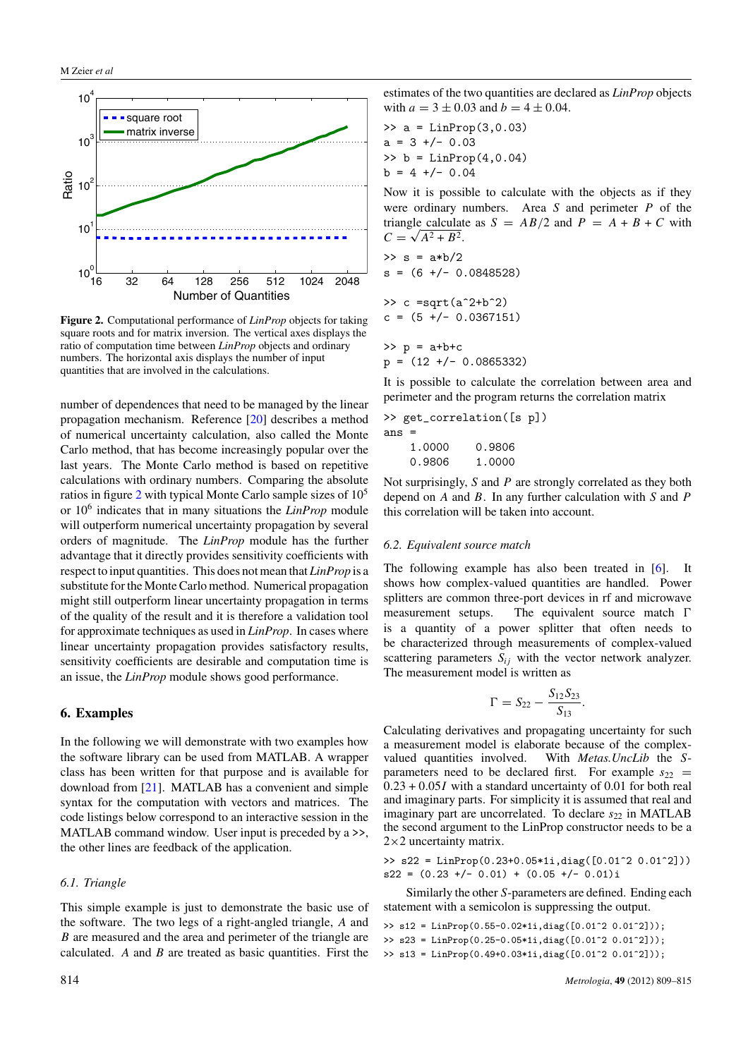**Figure 2.** Computational performance of *LinProp* objects for taking square roots and for matrix inversion. The vertical axes displays the ratio of computation time between *LinProp* objects and ordinary numbers. The horizontal axis displays the number of input quantities that are involved in the calculations.

number of dependences that need to be managed by the linear propagation mechanism. Reference [20] describes a method of numerical uncertainty calculation, also called the Monte Carlo method, that has become increasingly popular over the last years. The Monte Carlo method is based on repetitive calculations with ordinary numbers. Comparing the absolute ratios in figure 2 with typical Monte Carlo sample sizes of $10^5$ or $10^6$ indicates that in many situations the *LinProp* module will outperform numerical uncertainty propagation by several orders of magnitude. The *LinProp* module has the further advantage that it directly provides sensitivity coefficients with respect to input quantities. This does not mean that *LinProp* is a substitute for the Monte Carlo method. Numerical propagation might still outperform linear uncertainty propagation in terms of the quality of the result and it is therefore a validation tool for approximate techniques as used in *LinProp*. In cases where linear uncertainty propagation provides satisfactory results, sensitivity coefficients are desirable and computation time is an issue, the *LinProp* module shows good performance.

## 6. Examples

In the following we will demonstrate with two examples how the software library can be used from MATLAB. A wrapper class has been written for that purpose and is available for download from [21]. MATLAB has a convenient and simple syntax for the computation with vectors and matrices. The code listings below correspond to an interactive session in the MATLAB command window. User input is preceded by a >>, the other lines are feedback of the application.

### 6.1. Triangle

This simple example is just to demonstrate the basic use of the software. The two legs of a right-angled triangle, $A$ and $B$ are measured and the area and perimeter of the triangle are calculated. $A$ and $B$ are treated as basic quantities. First the estimates of the two quantities are declared as *LinProp* objects with $a = 3 \pm 0.03$ and $b = 4 \pm 0.04$.

```
>> a = LinProp(3,0.03)
a = 3 +/- 0.03
>> b = LinProp(4,0.04)
b = 4 +/- 0.04
```

Now it is possible to calculate with the objects as if they were ordinary numbers. Area $S$ and perimeter $P$ of the triangle calculate as $S = AB/2$ and $P = A + B + C$ with $C = \sqrt{A^2 + B^2}$.

```
>> s = a*b/2
s = (6 +/- 0.0848528)

>> c =sqrt(a^2+b^2)
c = (5 +/- 0.0367151)

>> p = a+b+c
p = (12 +/- 0.0865332)
```

It is possible to calculate the correlation between area and perimeter and the program returns the correlation matrix

```
>> get_correlation([s p])
ans =
    1.0000    0.9806
    0.9806    1.0000
```

Not surprisingly, $S$ and $P$ are strongly correlated as they both depend on $A$ and $B$. In any further calculation with $S$ and $P$ this correlation will be taken into account.

### 6.2. Equivalent source match

The following example has also been treated in [6]. It shows how complex-valued quantities are handled. Power splitters are common three-port devices in rf and microwave measurement setups. The equivalent source match $\Gamma$ is a quantity of a power splitter that often needs to be characterized through measurements of complex-valued scattering parameters $S_{ij}$ with the vector network analyzer. The measurement model is written as

$$\Gamma = S_{22} - \frac{S_{12}S_{23}}{S_{13}}.$$

Calculating derivatives and propagating uncertainty for such a measurement model is elaborate because of the complex-valued quantities involved. With *Metas.UncLib* the $S$-parameters need to be declared first. For example $s_{22} = 0.23 + 0.05I$ with a standard uncertainty of 0.01 for both real and imaginary parts. For simplicity it is assumed that real and imaginary part are uncorrelated. To declare $s_{22}$ in MATLAB the second argument to the LinProp constructor needs to be a $2\times2$ uncertainty matrix.

```
>> s22 = LinProp(0.23+0.05*1i,diag([0.01^2 0.01^2]))
s22 = (0.23 +/- 0.01) + (0.05 +/- 0.01)i
```

Similarly the other $S$-parameters are defined. Ending each statement with a semicolon is suppressing the output.

```
>> s12 = LinProp(0.55-0.02*1i,diag([0.01^2 0.01^2]));
>> s23 = LinProp(0.25-0.05*1i,diag([0.01^2 0.01^2]));
>> s13 = LinProp(0.49+0.03*1i,diag([0.01^2 0.01^2]));
```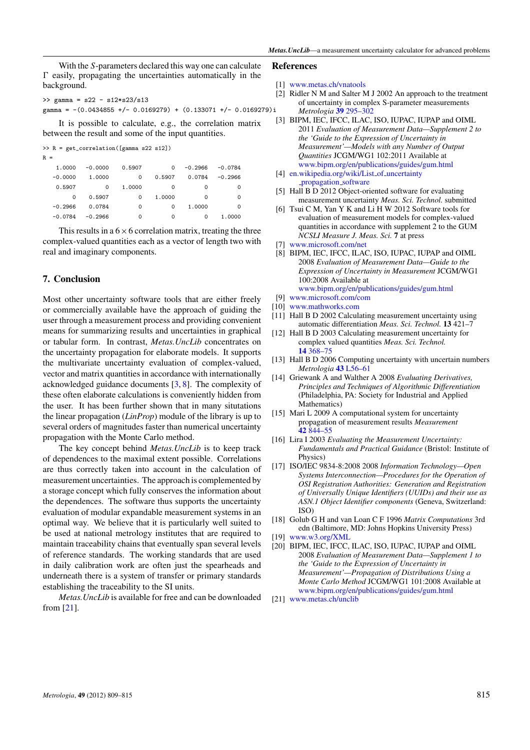With the $S$-parameters declared this way one can calculate $\Gamma$ easily, propagating the uncertainties automatically in the background.

```
>> gamma = s22 - s12*s23/s13
gamma = -(0.0434855 +/- 0.0169279) + (0.133071 +/- 0.0169279)i
```

It is possible to calculate, e.g., the correlation matrix between the result and some of the input quantities.

```
>> R = get_correlation([gamma s22 s12])
R =
   1.0000   -0.0000    0.5907         0   -0.2966   -0.0784
  -0.0000    1.0000         0    0.5907    0.0784   -0.2966
   0.5907         0    1.0000         0         0         0
        0    0.5907         0    1.0000         0         0
  -0.2966    0.0784         0         0    1.0000         0
  -0.0784   -0.2966         0         0         0    1.0000
```

This results in a $6 \times 6$ correlation matrix, treating the three complex-valued quantities each as a vector of length two with real and imaginary components.

## 7. Conclusion

Most other uncertainty software tools that are either freely or commercially available have the approach of guiding the user through a measurement process and providing convenient means for summarizing results and uncertainties in graphical or tabular form. In contrast, *Metas.UncLib* concentrates on the uncertainty propagation for elaborate models. It supports the multivariate uncertainty evaluation of complex-valued, vector and matrix quantities in accordance with internationally acknowledged guidance documents [3, 8]. The complexity of these often elaborate calculations is conveniently hidden from the user. It has been further shown that in many situations the linear propagation (*LinProp*) module of the library is up to several orders of magnitudes faster than numerical uncertainty propagation with the Monte Carlo method.

The key concept behind *Metas.UncLib* is to keep track of dependences to the maximal extent possible. Correlations are thus correctly taken into account in the calculation of measurement uncertainties. The approach is complemented by a storage concept which fully conserves the information about the dependences. The software thus supports the uncertainty evaluation of modular expandable measurement systems in an optimal way. We believe that it is particularly well suited to be used at national metrology institutes that are required to maintain traceability chains that eventually span several levels of reference standards. The working standards that are used in daily calibration work are often just the spearheads and underneath there is a system of transfer or primary standards establishing the traceability to the SI units.

*Metas.UncLib* is available for free and can be downloaded from [21].

## References

[1] www.metas.ch/vnatools

[2] Ridler N M and Salter M J 2002 An approach to the treatment of uncertainty in complex S-parameter measurements *Metrologia* **39** 295–302

[3] BIPM, IEC, IFCC, ILAC, ISO, IUPAC, IUPAP and OIML 2011 *Evaluation of Measurement Data—Supplement 2 to the 'Guide to the Expression of Uncertainty in Measurement'—Models with any Number of Output Quantities* JCGM/WG1 102:2011 Available at www.bipm.org/en/publications/guides/gum.html

[4] en.wikipedia.org/wiki/List_of_uncertainty_propagation_software

[5] Hall B D 2012 Object-oriented software for evaluating measurement uncertainty *Meas. Sci. Technol.* submitted

[6] Tsui C M, Yan Y K and Li H W 2012 Software tools for evaluation of measurement models for complex-valued quantities in accordance with supplement 2 to the GUM *NCSLI Measure J. Meas. Sci.* **7** at press

[7] www.microsoft.com/net

[8] BIPM, IEC, IFCC, ILAC, ISO, IUPAC, IUPAP and OIML 2008 *Evaluation of Measurement Data—Guide to the Expression of Uncertainty in Measurement* JCGM/WG1 100:2008 Available at www.bipm.org/en/publications/guides/gum.html

[9] www.microsoft.com/com

[10] www.mathworks.com

[11] Hall B D 2002 Calculating measurement uncertainty using automatic differentiation *Meas. Sci. Technol.* **13** 421–7

[12] Hall B D 2003 Calculating measurement uncertainty for complex valued quantities *Meas. Sci. Technol.* **14** 368–75

[13] Hall B D 2006 Computing uncertainty with uncertain numbers *Metrologia* **43** L56–61

[14] Griewank A and Walther A 2008 *Evaluating Derivatives, Principles and Techniques of Algorithmic Differentiation* (Philadelphia, PA: Society for Industrial and Applied Mathematics)

[15] Mari L 2009 A computational system for uncertainty propagation of measurement results *Measurement* **42** 844–55

[16] Lira I 2003 *Evaluating the Measurement Uncertainty: Fundamentals and Practical Guidance* (Bristol: Institute of Physics)

[17] ISO/IEC 9834-8:2008 2008 *Information Technology—Open Systems Interconnection—Procedures for the Operation of OSI Registration Authorities: Generation and Registration of Universally Unique Identifiers (UUIDs) and their use as ASN.1 Object Identifier components* (Geneva, Switzerland: ISO)

[18] Golub G H and van Loan C F 1996 *Matrix Computations* 3rd edn (Baltimore, MD: Johns Hopkins University Press)

[19] www.w3.org/XML

[20] BIPM, IEC, IFCC, ILAC, ISO, IUPAC, IUPAP and OIML 2008 *Evaluation of Measurement Data—Supplement 1 to the 'Guide to the Expression of Uncertainty in Measurement'—Propagation of Distributions Using a Monte Carlo Method* JCGM/WG1 101:2008 Available at www.bipm.org/en/publications/guides/gum.html

[21] www.metas.ch/unclib